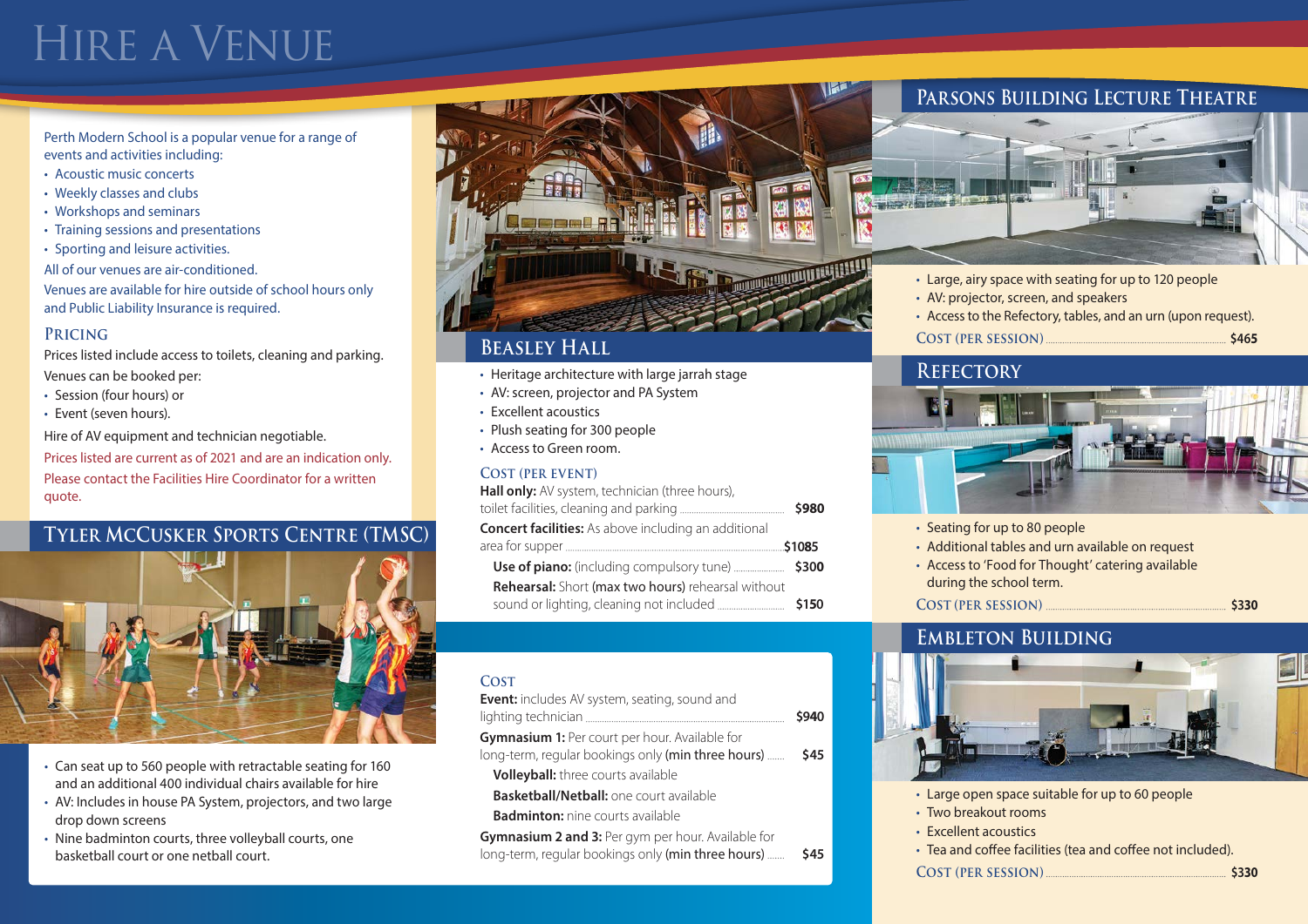# Hire a Venue

Perth Modern School is a popular venue for a range of events and activities including:

- Acoustic music concerts
- Weekly classes and clubs
- Workshops and seminars
- Training sessions and presentations
- Sporting and leisure activities.

All of our venues are air-conditioned.

Venues are available for hire outside of school hours only and Public Liability Insurance is required.

## Pricing

Prices listed include access to toilets, cleaning and parking.

Venues can be booked per:

- Session (four hours) or
- Event (seven hours).

Hire of AV equipment and technician negotiable.

Prices listed are current as of 2021 and are an indication only.

Please contact the Facilities Hire Coordinator for a written quote.

## Tyler McCusker Sports Centre (TMSC)

- Can seat up to 560 people with retractable seating for 160 and an additional 400 individual chairs available for hire
- AV: Includes in house PA System, projectors, and two large drop down screens
- Nine badminton courts, three volleyball courts, one basketball court or one netball court.

### Cost

| Item | Cost |
|---|---|
| **Event:** includes AV system, seating, sound and lighting technician | $940 |
| **Gymnasium 1:** Per court per hour. Available for long-term, regular bookings only (min three hours) | $45 |
| **Volleyball:** three courts available | |
| **Basketball/Netball:** one court available | |
| **Badminton:** nine courts available | |
| **Gymnasium 2 and 3:** Per gym per hour. Available for long-term, regular bookings only (min three hours) | $45 |

## Beasley Hall

- Heritage architecture with large jarrah stage
- AV: screen, projector and PA System
- Excellent acoustics
- Plush seating for 300 people
- Access to Green room.

### Cost (per event)

| Item | Cost |
|---|---|
| **Hall only:** AV system, technician (three hours), toilet facilities, cleaning and parking | $980 |
| **Concert facilities:** As above including an additional area for supper | $1085 |
| **Use of piano:** (including compulsory tune) | $300 |
| **Rehearsal:** Short (max two hours) rehearsal without sound or lighting, cleaning not included | $150 |

## Parsons Building Lecture Theatre

- Large, airy space with seating for up to 120 people
- AV: projector, screen, and speakers
- Access to the Refectory, tables, and an urn (upon request).

**Cost (per session)** ........ $465

## Refectory

- Seating for up to 80 people
- Additional tables and urn available on request
- Access to 'Food for Thought' catering available during the school term.

**Cost (per session)** ........ $330

## Embleton Building

- Large open space suitable for up to 60 people
- Two breakout rooms
- Excellent acoustics
- Tea and coffee facilities (tea and coffee not included).

**Cost (per session)** ........ $330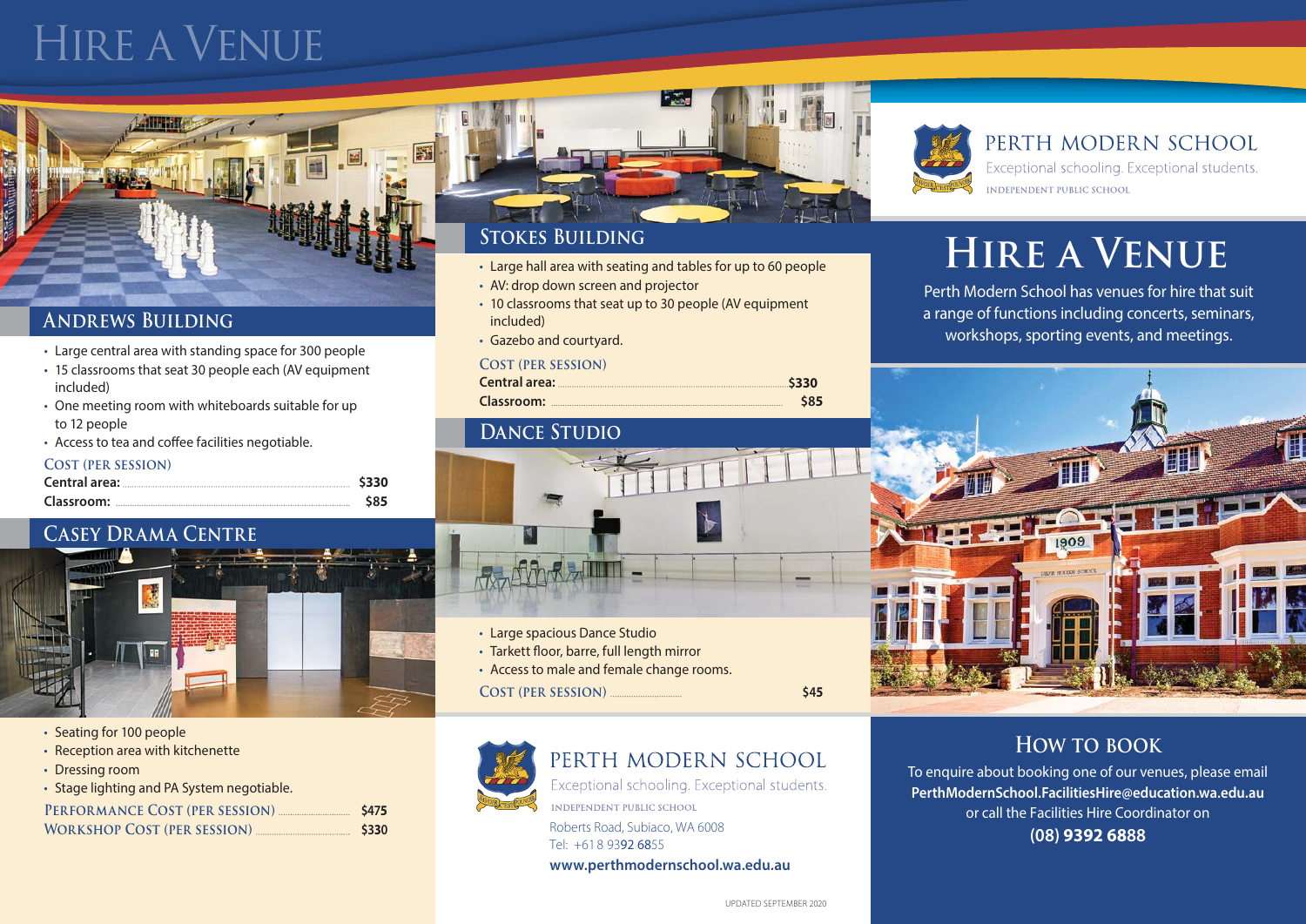# Hire a Venue

## Andrews Building

- Large central area with standing space for 300 people
- 15 classrooms that seat 30 people each (AV equipment included)
- One meeting room with whiteboards suitable for up to 12 people
- Access to tea and coffee facilities negotiable.

### Cost (per session)

**Central area:** .......... **$330**
**Classroom:** .......... **$85**

## Casey Drama Centre

- Seating for 100 people
- Reception area with kitchenette
- Dressing room
- Stage lighting and PA System negotiable.

**Performance Cost (per session)** .......... **$475**
**Workshop Cost (per session)** .......... **$330**

## Stokes Building

- Large hall area with seating and tables for up to 60 people
- AV: drop down screen and projector
- 10 classrooms that seat up to 30 people (AV equipment included)
- Gazebo and courtyard.

### Cost (per session)

**Central area:** .......... **$330**
**Classroom:** .......... **$85**

## Dance Studio

- Large spacious Dance Studio
- Tarkett floor, barre, full length mirror
- Access to male and female change rooms.

**Cost (per session)** .......... **$45**

PERTH MODERN SCHOOL
Exceptional schooling. Exceptional students.
INDEPENDENT PUBLIC SCHOOL

Roberts Road, Subiaco, WA 6008
Tel: +61 8 9392 6855
**www.perthmodernschool.wa.edu.au**

UPDATED SEPTEMBER 2020

PERTH MODERN SCHOOL
Exceptional schooling. Exceptional students.
INDEPENDENT PUBLIC SCHOOL

# Hire a Venue

Perth Modern School has venues for hire that suit a range of functions including concerts, seminars, workshops, sporting events, and meetings.

## How to book

To enquire about booking one of our venues, please email **PerthModernSchool.FacilitiesHire@education.wa.edu.au** or call the Facilities Hire Coordinator on

**(08) 9392 6888**